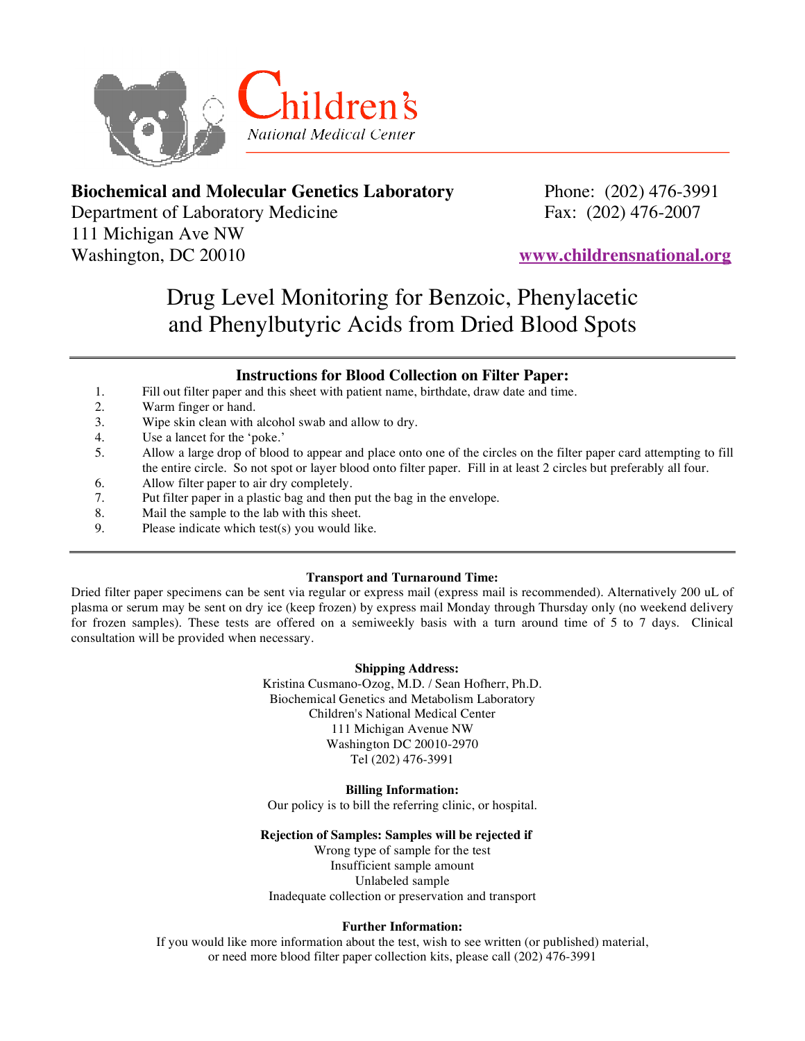Children's
National Medical Center

**Biochemical and Molecular Genetics Laboratory**
Department of Laboratory Medicine
111 Michigan Ave NW
Washington, DC 20010

Phone: (202) 476-3991
Fax: (202) 476-2007

www.childrensnational.org

# Drug Level Monitoring for Benzoic, Phenylacetic and Phenylbutyric Acids from Dried Blood Spots

---

## Instructions for Blood Collection on Filter Paper:

1. Fill out filter paper and this sheet with patient name, birthdate, draw date and time.
2. Warm finger or hand.
3. Wipe skin clean with alcohol swab and allow to dry.
4. Use a lancet for the 'poke.'
5. Allow a large drop of blood to appear and place onto one of the circles on the filter paper card attempting to fill the entire circle. So not spot or layer blood onto filter paper. Fill in at least 2 circles but preferably all four.
6. Allow filter paper to air dry completely.
7. Put filter paper in a plastic bag and then put the bag in the envelope.
8. Mail the sample to the lab with this sheet.
9. Please indicate which test(s) you would like.

---

**Transport and Turnaround Time:**

Dried filter paper specimens can be sent via regular or express mail (express mail is recommended). Alternatively 200 uL of plasma or serum may be sent on dry ice (keep frozen) by express mail Monday through Thursday only (no weekend delivery for frozen samples). These tests are offered on a semiweekly basis with a turn around time of 5 to 7 days. Clinical consultation will be provided when necessary.

**Shipping Address:**

Kristina Cusmano-Ozog, M.D. / Sean Hofherr, Ph.D.
Biochemical Genetics and Metabolism Laboratory
Children's National Medical Center
111 Michigan Avenue NW
Washington DC 20010-2970
Tel (202) 476-3991

**Billing Information:**

Our policy is to bill the referring clinic, or hospital.

**Rejection of Samples: Samples will be rejected if**

Wrong type of sample for the test
Insufficient sample amount
Unlabeled sample
Inadequate collection or preservation and transport

**Further Information:**

If you would like more information about the test, wish to see written (or published) material, or need more blood filter paper collection kits, please call (202) 476-3991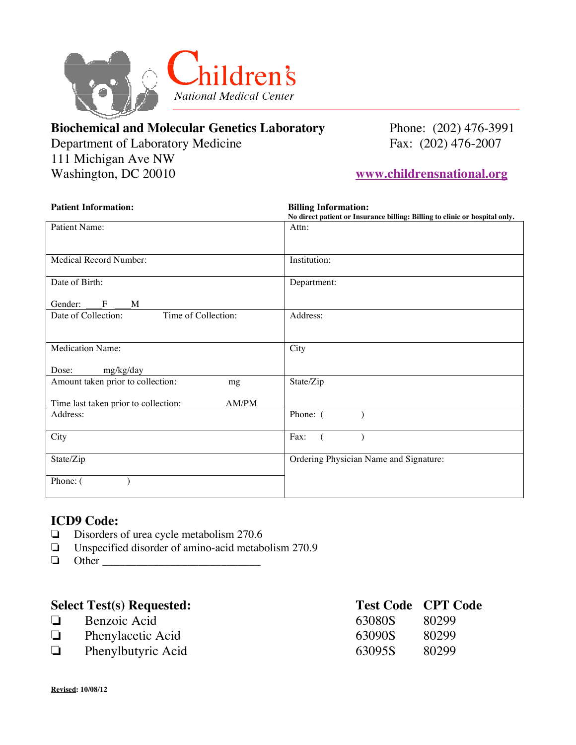Children's
National Medical Center

**Biochemical and Molecular Genetics Laboratory**
Department of Laboratory Medicine
111 Michigan Ave NW
Washington, DC 20010

Phone: (202) 476-3991
Fax: (202) 476-2007

www.childrensnational.org

| **Patient Information:** | **Billing Information:** No direct patient or Insurance billing: Billing to clinic or hospital only. |
|---|---|
| Patient Name: | Attn: |
| Medical Record Number: | Institution: |
| Date of Birth: <br> Gender: ___F ___M | Department: |
| Date of Collection: Time of Collection: | Address: |
| Medication Name: <br> Dose: mg/kg/day | City |
| Amount taken prior to collection: mg <br> Time last taken prior to collection: AM/PM | State/Zip |
| Address: | Phone: ( ) |
| City | Fax: ( ) |
| State/Zip | Ordering Physician Name and Signature: |
| Phone: ( ) | |

## ICD9 Code:

- ❑ Disorders of urea cycle metabolism 270.6
- ❑ Unspecified disorder of amino-acid metabolism 270.9
- ❑ Other ___________________________

## Select Test(s) Requested:

| | Test | Test Code | CPT Code |
|---|---|---|---|
| ❑ | Benzoic Acid | 63080S | 80299 |
| ❑ | Phenylacetic Acid | 63090S | 80299 |
| ❑ | Phenylbutyric Acid | 63095S | 80299 |

**Revised: 10/08/12**